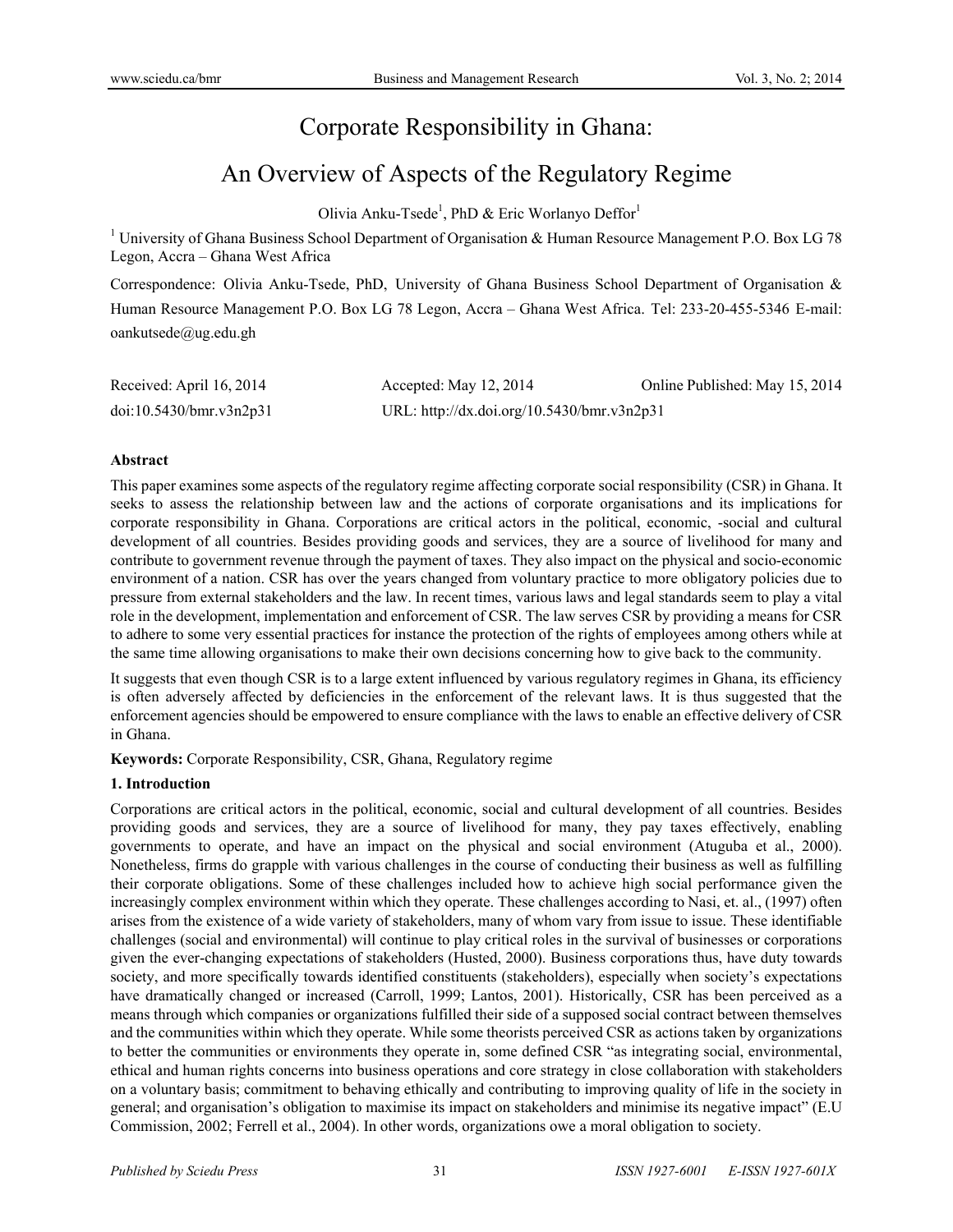# Corporate Responsibility in Ghana:

# An Overview of Aspects of the Regulatory Regime

Olivia Anku-Tsede[1], PhD & Eric Worlanyo Deffor[1]

[1] University of Ghana Business School Department of Organisation & Human Resource Management P.O. Box LG 78 Legon, Accra – Ghana West Africa

Correspondence: Olivia Anku-Tsede, PhD, University of Ghana Business School Department of Organisation & Human Resource Management P.O. Box LG 78 Legon, Accra – Ghana West Africa. Tel: 233-20-455-5346 E-mail: oankutsede@ug.edu.gh

Received: April 16, 2014 Accepted: May 12, 2014 Online Published: May 15, 2014

doi:10.5430/bmr.v3n2p31 URL: http://dx.doi.org/10.5430/bmr.v3n2p31

**Abstract**

This paper examines some aspects of the regulatory regime affecting corporate social responsibility (CSR) in Ghana. It seeks to assess the relationship between law and the actions of corporate organisations and its implications for corporate responsibility in Ghana. Corporations are critical actors in the political, economic, -social and cultural development of all countries. Besides providing goods and services, they are a source of livelihood for many and contribute to government revenue through the payment of taxes. They also impact on the physical and socio-economic environment of a nation. CSR has over the years changed from voluntary practice to more obligatory policies due to pressure from external stakeholders and the law. In recent times, various laws and legal standards seem to play a vital role in the development, implementation and enforcement of CSR. The law serves CSR by providing a means for CSR to adhere to some very essential practices for instance the protection of the rights of employees among others while at the same time allowing organisations to make their own decisions concerning how to give back to the community.

It suggests that even though CSR is to a large extent influenced by various regulatory regimes in Ghana, its efficiency is often adversely affected by deficiencies in the enforcement of the relevant laws. It is thus suggested that the enforcement agencies should be empowered to ensure compliance with the laws to enable an effective delivery of CSR in Ghana.

**Keywords:** Corporate Responsibility, CSR, Ghana, Regulatory regime

## 1. Introduction

Corporations are critical actors in the political, economic, social and cultural development of all countries. Besides providing goods and services, they are a source of livelihood for many, they pay taxes effectively, enabling governments to operate, and have an impact on the physical and social environment (Atuguba et al., 2000). Nonetheless, firms do grapple with various challenges in the course of conducting their business as well as fulfilling their corporate obligations. Some of these challenges included how to achieve high social performance given the increasingly complex environment within which they operate. These challenges according to Nasi, et. al., (1997) often arises from the existence of a wide variety of stakeholders, many of whom vary from issue to issue. These identifiable challenges (social and environmental) will continue to play critical roles in the survival of businesses or corporations given the ever-changing expectations of stakeholders (Husted, 2000). Business corporations thus, have duty towards society, and more specifically towards identified constituents (stakeholders), especially when society's expectations have dramatically changed or increased (Carroll, 1999; Lantos, 2001). Historically, CSR has been perceived as a means through which companies or organizations fulfilled their side of a supposed social contract between themselves and the communities within which they operate. While some theorists perceived CSR as actions taken by organizations to better the communities or environments they operate in, some defined CSR "as integrating social, environmental, ethical and human rights concerns into business operations and core strategy in close collaboration with stakeholders on a voluntary basis; commitment to behaving ethically and contributing to improving quality of life in the society in general; and organisation's obligation to maximise its impact on stakeholders and minimise its negative impact" (E.U Commission, 2002; Ferrell et al., 2004). In other words, organizations owe a moral obligation to society.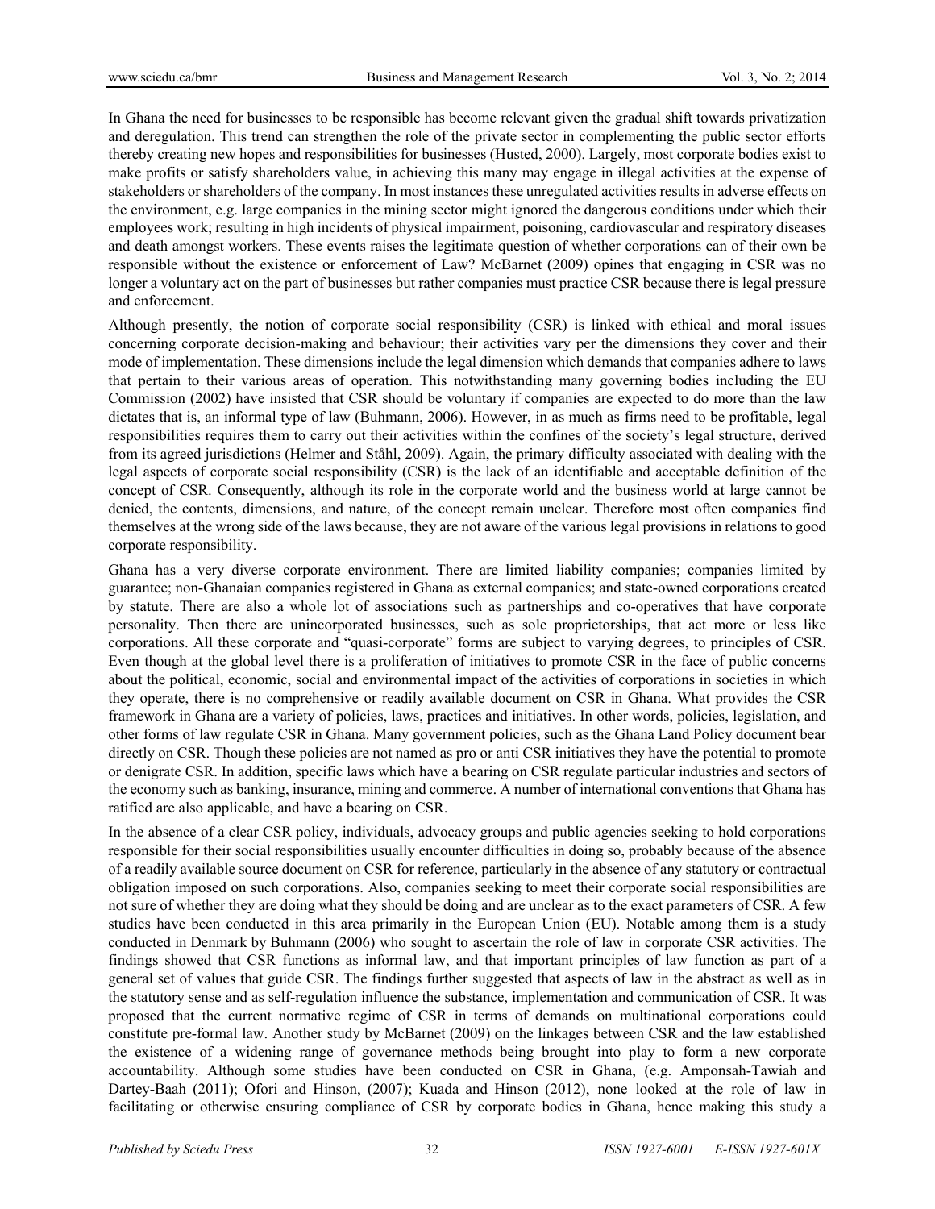In Ghana the need for businesses to be responsible has become relevant given the gradual shift towards privatization and deregulation. This trend can strengthen the role of the private sector in complementing the public sector efforts thereby creating new hopes and responsibilities for businesses (Husted, 2000). Largely, most corporate bodies exist to make profits or satisfy shareholders value, in achieving this many may engage in illegal activities at the expense of stakeholders or shareholders of the company. In most instances these unregulated activities results in adverse effects on the environment, e.g. large companies in the mining sector might ignored the dangerous conditions under which their employees work; resulting in high incidents of physical impairment, poisoning, cardiovascular and respiratory diseases and death amongst workers. These events raises the legitimate question of whether corporations can of their own be responsible without the existence or enforcement of Law? McBarnet (2009) opines that engaging in CSR was no longer a voluntary act on the part of businesses but rather companies must practice CSR because there is legal pressure and enforcement.

Although presently, the notion of corporate social responsibility (CSR) is linked with ethical and moral issues concerning corporate decision-making and behaviour; their activities vary per the dimensions they cover and their mode of implementation. These dimensions include the legal dimension which demands that companies adhere to laws that pertain to their various areas of operation. This notwithstanding many governing bodies including the EU Commission (2002) have insisted that CSR should be voluntary if companies are expected to do more than the law dictates that is, an informal type of law (Buhmann, 2006). However, in as much as firms need to be profitable, legal responsibilities requires them to carry out their activities within the confines of the society's legal structure, derived from its agreed jurisdictions (Helmer and Ståhl, 2009). Again, the primary difficulty associated with dealing with the legal aspects of corporate social responsibility (CSR) is the lack of an identifiable and acceptable definition of the concept of CSR. Consequently, although its role in the corporate world and the business world at large cannot be denied, the contents, dimensions, and nature, of the concept remain unclear. Therefore most often companies find themselves at the wrong side of the laws because, they are not aware of the various legal provisions in relations to good corporate responsibility.

Ghana has a very diverse corporate environment. There are limited liability companies; companies limited by guarantee; non-Ghanaian companies registered in Ghana as external companies; and state-owned corporations created by statute. There are also a whole lot of associations such as partnerships and co-operatives that have corporate personality. Then there are unincorporated businesses, such as sole proprietorships, that act more or less like corporations. All these corporate and "quasi-corporate" forms are subject to varying degrees, to principles of CSR. Even though at the global level there is a proliferation of initiatives to promote CSR in the face of public concerns about the political, economic, social and environmental impact of the activities of corporations in societies in which they operate, there is no comprehensive or readily available document on CSR in Ghana. What provides the CSR framework in Ghana are a variety of policies, laws, practices and initiatives. In other words, policies, legislation, and other forms of law regulate CSR in Ghana. Many government policies, such as the Ghana Land Policy document bear directly on CSR. Though these policies are not named as pro or anti CSR initiatives they have the potential to promote or denigrate CSR. In addition, specific laws which have a bearing on CSR regulate particular industries and sectors of the economy such as banking, insurance, mining and commerce. A number of international conventions that Ghana has ratified are also applicable, and have a bearing on CSR.

In the absence of a clear CSR policy, individuals, advocacy groups and public agencies seeking to hold corporations responsible for their social responsibilities usually encounter difficulties in doing so, probably because of the absence of a readily available source document on CSR for reference, particularly in the absence of any statutory or contractual obligation imposed on such corporations. Also, companies seeking to meet their corporate social responsibilities are not sure of whether they are doing what they should be doing and are unclear as to the exact parameters of CSR. A few studies have been conducted in this area primarily in the European Union (EU). Notable among them is a study conducted in Denmark by Buhmann (2006) who sought to ascertain the role of law in corporate CSR activities. The findings showed that CSR functions as informal law, and that important principles of law function as part of a general set of values that guide CSR. The findings further suggested that aspects of law in the abstract as well as in the statutory sense and as self-regulation influence the substance, implementation and communication of CSR. It was proposed that the current normative regime of CSR in terms of demands on multinational corporations could constitute pre-formal law. Another study by McBarnet (2009) on the linkages between CSR and the law established the existence of a widening range of governance methods being brought into play to form a new corporate accountability. Although some studies have been conducted on CSR in Ghana, (e.g. Amponsah-Tawiah and Dartey-Baah (2011); Ofori and Hinson, (2007); Kuada and Hinson (2012), none looked at the role of law in facilitating or otherwise ensuring compliance of CSR by corporate bodies in Ghana, hence making this study a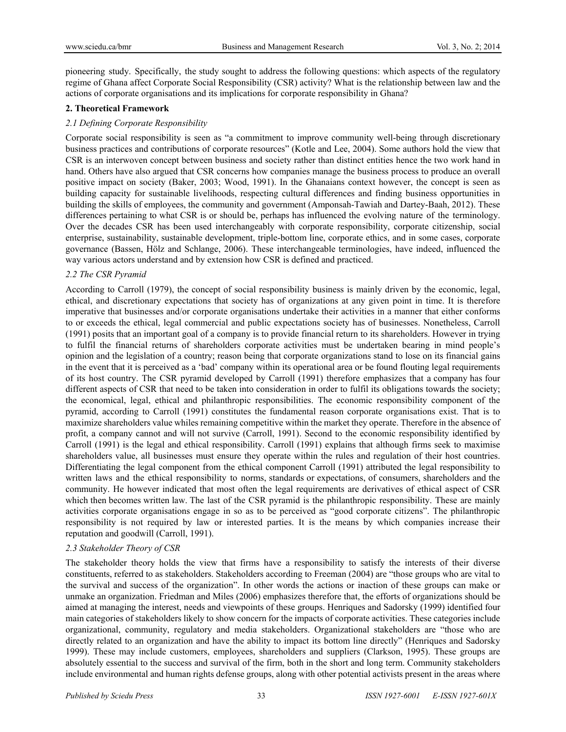pioneering study. Specifically, the study sought to address the following questions: which aspects of the regulatory regime of Ghana affect Corporate Social Responsibility (CSR) activity? What is the relationship between law and the actions of corporate organisations and its implications for corporate responsibility in Ghana?

## 2. Theoretical Framework

### *2.1 Defining Corporate Responsibility*

Corporate social responsibility is seen as "a commitment to improve community well-being through discretionary business practices and contributions of corporate resources" (Kotle and Lee, 2004). Some authors hold the view that CSR is an interwoven concept between business and society rather than distinct entities hence the two work hand in hand. Others have also argued that CSR concerns how companies manage the business process to produce an overall positive impact on society (Baker, 2003; Wood, 1991). In the Ghanaians context however, the concept is seen as building capacity for sustainable livelihoods, respecting cultural differences and finding business opportunities in building the skills of employees, the community and government (Amponsah-Tawiah and Dartey-Baah, 2012). These differences pertaining to what CSR is or should be, perhaps has influenced the evolving nature of the terminology. Over the decades CSR has been used interchangeably with corporate responsibility, corporate citizenship, social enterprise, sustainability, sustainable development, triple-bottom line, corporate ethics, and in some cases, corporate governance (Bassen, Hölz and Schlange, 2006). These interchangeable terminologies, have indeed, influenced the way various actors understand and by extension how CSR is defined and practiced.

### *2.2 The CSR Pyramid*

According to Carroll (1979), the concept of social responsibility business is mainly driven by the economic, legal, ethical, and discretionary expectations that society has of organizations at any given point in time. It is therefore imperative that businesses and/or corporate organisations undertake their activities in a manner that either conforms to or exceeds the ethical, legal commercial and public expectations society has of businesses. Nonetheless, Carroll (1991) posits that an important goal of a company is to provide financial return to its shareholders. However in trying to fulfil the financial returns of shareholders corporate activities must be undertaken bearing in mind people's opinion and the legislation of a country; reason being that corporate organizations stand to lose on its financial gains in the event that it is perceived as a 'bad' company within its operational area or be found flouting legal requirements of its host country. The CSR pyramid developed by Carroll (1991) therefore emphasizes that a company has four different aspects of CSR that need to be taken into consideration in order to fulfil its obligations towards the society; the economical, legal, ethical and philanthropic responsibilities. The economic responsibility component of the pyramid, according to Carroll (1991) constitutes the fundamental reason corporate organisations exist. That is to maximize shareholders value whiles remaining competitive within the market they operate. Therefore in the absence of profit, a company cannot and will not survive (Carroll, 1991). Second to the economic responsibility identified by Carroll (1991) is the legal and ethical responsibility. Carroll (1991) explains that although firms seek to maximise shareholders value, all businesses must ensure they operate within the rules and regulation of their host countries. Differentiating the legal component from the ethical component Carroll (1991) attributed the legal responsibility to written laws and the ethical responsibility to norms, standards or expectations, of consumers, shareholders and the community. He however indicated that most often the legal requirements are derivatives of ethical aspect of CSR which then becomes written law. The last of the CSR pyramid is the philanthropic responsibility. These are mainly activities corporate organisations engage in so as to be perceived as "good corporate citizens". The philanthropic responsibility is not required by law or interested parties. It is the means by which companies increase their reputation and goodwill (Carroll, 1991).

### *2.3 Stakeholder Theory of CSR*

The stakeholder theory holds the view that firms have a responsibility to satisfy the interests of their diverse constituents, referred to as stakeholders. Stakeholders according to Freeman (2004) are "those groups who are vital to the survival and success of the organization". In other words the actions or inaction of these groups can make or unmake an organization. Friedman and Miles (2006) emphasizes therefore that, the efforts of organizations should be aimed at managing the interest, needs and viewpoints of these groups. Henriques and Sadorsky (1999) identified four main categories of stakeholders likely to show concern for the impacts of corporate activities. These categories include organizational, community, regulatory and media stakeholders. Organizational stakeholders are "those who are directly related to an organization and have the ability to impact its bottom line directly" (Henriques and Sadorsky 1999). These may include customers, employees, shareholders and suppliers (Clarkson, 1995). These groups are absolutely essential to the success and survival of the firm, both in the short and long term. Community stakeholders include environmental and human rights defense groups, along with other potential activists present in the areas where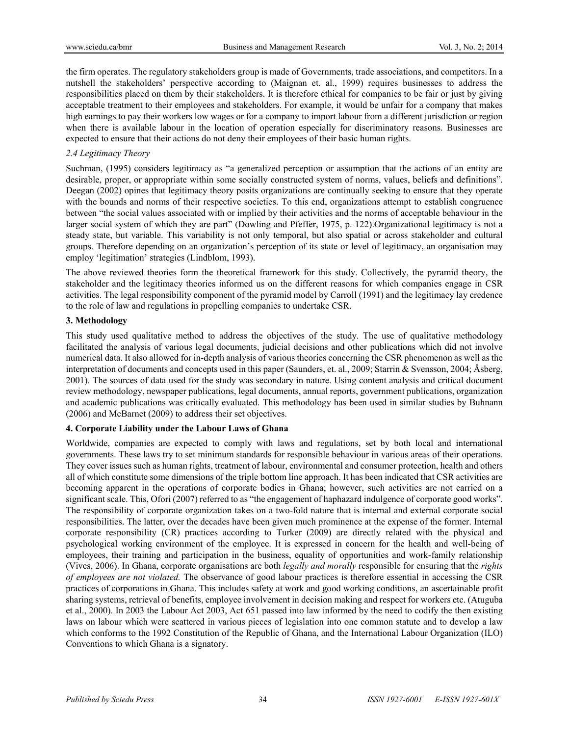the firm operates. The regulatory stakeholders group is made of Governments, trade associations, and competitors. In a nutshell the stakeholders' perspective according to (Maignan et. al., 1999) requires businesses to address the responsibilities placed on them by their stakeholders. It is therefore ethical for companies to be fair or just by giving acceptable treatment to their employees and stakeholders. For example, it would be unfair for a company that makes high earnings to pay their workers low wages or for a company to import labour from a different jurisdiction or region when there is available labour in the location of operation especially for discriminatory reasons. Businesses are expected to ensure that their actions do not deny their employees of their basic human rights.

### *2.4 Legitimacy Theory*

Suchman, (1995) considers legitimacy as "a generalized perception or assumption that the actions of an entity are desirable, proper, or appropriate within some socially constructed system of norms, values, beliefs and definitions". Deegan (2002) opines that legitimacy theory posits organizations are continually seeking to ensure that they operate with the bounds and norms of their respective societies. To this end, organizations attempt to establish congruence between "the social values associated with or implied by their activities and the norms of acceptable behaviour in the larger social system of which they are part" (Dowling and Pfeffer, 1975, p. 122).Organizational legitimacy is not a steady state, but variable. This variability is not only temporal, but also spatial or across stakeholder and cultural groups. Therefore depending on an organization's perception of its state or level of legitimacy, an organisation may employ 'legitimation' strategies (Lindblom, 1993).

The above reviewed theories form the theoretical framework for this study. Collectively, the pyramid theory, the stakeholder and the legitimacy theories informed us on the different reasons for which companies engage in CSR activities. The legal responsibility component of the pyramid model by Carroll (1991) and the legitimacy lay credence to the role of law and regulations in propelling companies to undertake CSR.

## **3. Methodology**

This study used qualitative method to address the objectives of the study. The use of qualitative methodology facilitated the analysis of various legal documents, judicial decisions and other publications which did not involve numerical data. It also allowed for in-depth analysis of various theories concerning the CSR phenomenon as well as the interpretation of documents and concepts used in this paper (Saunders, et. al., 2009; Starrin & Svensson, 2004; Åsberg, 2001). The sources of data used for the study was secondary in nature. Using content analysis and critical document review methodology, newspaper publications, legal documents, annual reports, government publications, organization and academic publications was critically evaluated. This methodology has been used in similar studies by Buhnann (2006) and McBarnet (2009) to address their set objectives.

## **4. Corporate Liability under the Labour Laws of Ghana**

Worldwide, companies are expected to comply with laws and regulations, set by both local and international governments. These laws try to set minimum standards for responsible behaviour in various areas of their operations. They cover issues such as human rights, treatment of labour, environmental and consumer protection, health and others all of which constitute some dimensions of the triple bottom line approach. It has been indicated that CSR activities are becoming apparent in the operations of corporate bodies in Ghana; however, such activities are not carried on a significant scale. This, Ofori (2007) referred to as "the engagement of haphazard indulgence of corporate good works". The responsibility of corporate organization takes on a two-fold nature that is internal and external corporate social responsibilities. The latter, over the decades have been given much prominence at the expense of the former. Internal corporate responsibility (CR) practices according to Turker (2009) are directly related with the physical and psychological working environment of the employee. It is expressed in concern for the health and well-being of employees, their training and participation in the business, equality of opportunities and work-family relationship (Vives, 2006). In Ghana, corporate organisations are both *legally and morally* responsible for ensuring that the *rights of employees are not violated.* The observance of good labour practices is therefore essential in accessing the CSR practices of corporations in Ghana. This includes safety at work and good working conditions, an ascertainable profit sharing systems, retrieval of benefits, employee involvement in decision making and respect for workers etc. (Atuguba et al., 2000). In 2003 the Labour Act 2003, Act 651 passed into law informed by the need to codify the then existing laws on labour which were scattered in various pieces of legislation into one common statute and to develop a law which conforms to the 1992 Constitution of the Republic of Ghana, and the International Labour Organization (ILO) Conventions to which Ghana is a signatory.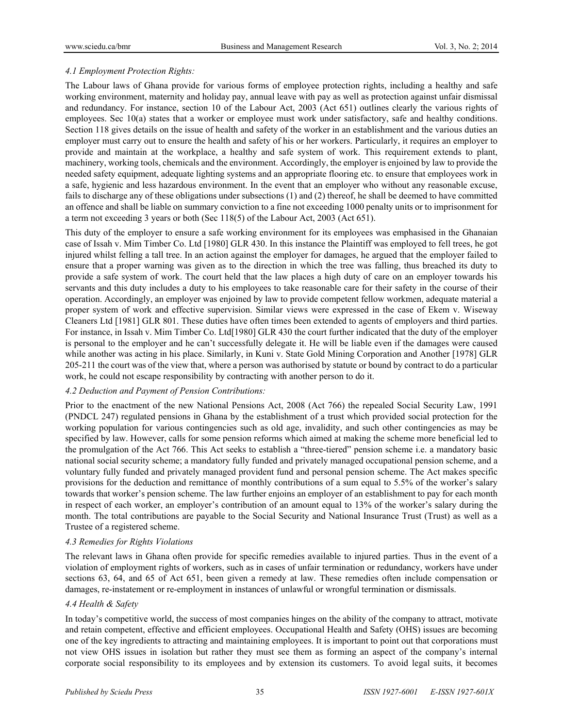#### *4.1 Employment Protection Rights:*

The Labour laws of Ghana provide for various forms of employee protection rights, including a healthy and safe working environment, maternity and holiday pay, annual leave with pay as well as protection against unfair dismissal and redundancy. For instance, section 10 of the Labour Act, 2003 (Act 651) outlines clearly the various rights of employees. Sec 10(a) states that a worker or employee must work under satisfactory, safe and healthy conditions. Section 118 gives details on the issue of health and safety of the worker in an establishment and the various duties an employer must carry out to ensure the health and safety of his or her workers. Particularly, it requires an employer to provide and maintain at the workplace, a healthy and safe system of work. This requirement extends to plant, machinery, working tools, chemicals and the environment. Accordingly, the employer is enjoined by law to provide the needed safety equipment, adequate lighting systems and an appropriate flooring etc. to ensure that employees work in a safe, hygienic and less hazardous environment. In the event that an employer who without any reasonable excuse, fails to discharge any of these obligations under subsections (1) and (2) thereof, he shall be deemed to have committed an offence and shall be liable on summary conviction to a fine not exceeding 1000 penalty units or to imprisonment for a term not exceeding 3 years or both (Sec 118(5) of the Labour Act, 2003 (Act 651).

This duty of the employer to ensure a safe working environment for its employees was emphasised in the Ghanaian case of Issah v. Mim Timber Co. Ltd [1980] GLR 430. In this instance the Plaintiff was employed to fell trees, he got injured whilst felling a tall tree. In an action against the employer for damages, he argued that the employer failed to ensure that a proper warning was given as to the direction in which the tree was falling, thus breached its duty to provide a safe system of work. The court held that the law places a high duty of care on an employer towards his servants and this duty includes a duty to his employees to take reasonable care for their safety in the course of their operation. Accordingly, an employer was enjoined by law to provide competent fellow workmen, adequate material a proper system of work and effective supervision. Similar views were expressed in the case of Ekem v. Wiseway Cleaners Ltd [1981] GLR 801. These duties have often times been extended to agents of employers and third parties. For instance, in Issah v. Mim Timber Co. Ltd[1980] GLR 430 the court further indicated that the duty of the employer is personal to the employer and he can't successfully delegate it. He will be liable even if the damages were caused while another was acting in his place. Similarly, in Kuni v. State Gold Mining Corporation and Another [1978] GLR 205-211 the court was of the view that, where a person was authorised by statute or bound by contract to do a particular work, he could not escape responsibility by contracting with another person to do it.

#### *4.2 Deduction and Payment of Pension Contributions:*

Prior to the enactment of the new National Pensions Act, 2008 (Act 766) the repealed Social Security Law, 1991 (PNDCL 247) regulated pensions in Ghana by the establishment of a trust which provided social protection for the working population for various contingencies such as old age, invalidity, and such other contingencies as may be specified by law. However, calls for some pension reforms which aimed at making the scheme more beneficial led to the promulgation of the Act 766. This Act seeks to establish a "three-tiered" pension scheme i.e. a mandatory basic national social security scheme; a mandatory fully funded and privately managed occupational pension scheme, and a voluntary fully funded and privately managed provident fund and personal pension scheme. The Act makes specific provisions for the deduction and remittance of monthly contributions of a sum equal to 5.5% of the worker's salary towards that worker's pension scheme. The law further enjoins an employer of an establishment to pay for each month in respect of each worker, an employer's contribution of an amount equal to 13% of the worker's salary during the month. The total contributions are payable to the Social Security and National Insurance Trust (Trust) as well as a Trustee of a registered scheme.

#### *4.3 Remedies for Rights Violations*

The relevant laws in Ghana often provide for specific remedies available to injured parties. Thus in the event of a violation of employment rights of workers, such as in cases of unfair termination or redundancy, workers have under sections 63, 64, and 65 of Act 651, been given a remedy at law. These remedies often include compensation or damages, re-instatement or re-employment in instances of unlawful or wrongful termination or dismissals.

#### *4.4 Health & Safety*

In today's competitive world, the success of most companies hinges on the ability of the company to attract, motivate and retain competent, effective and efficient employees. Occupational Health and Safety (OHS) issues are becoming one of the key ingredients to attracting and maintaining employees. It is important to point out that corporations must not view OHS issues in isolation but rather they must see them as forming an aspect of the company's internal corporate social responsibility to its employees and by extension its customers. To avoid legal suits, it becomes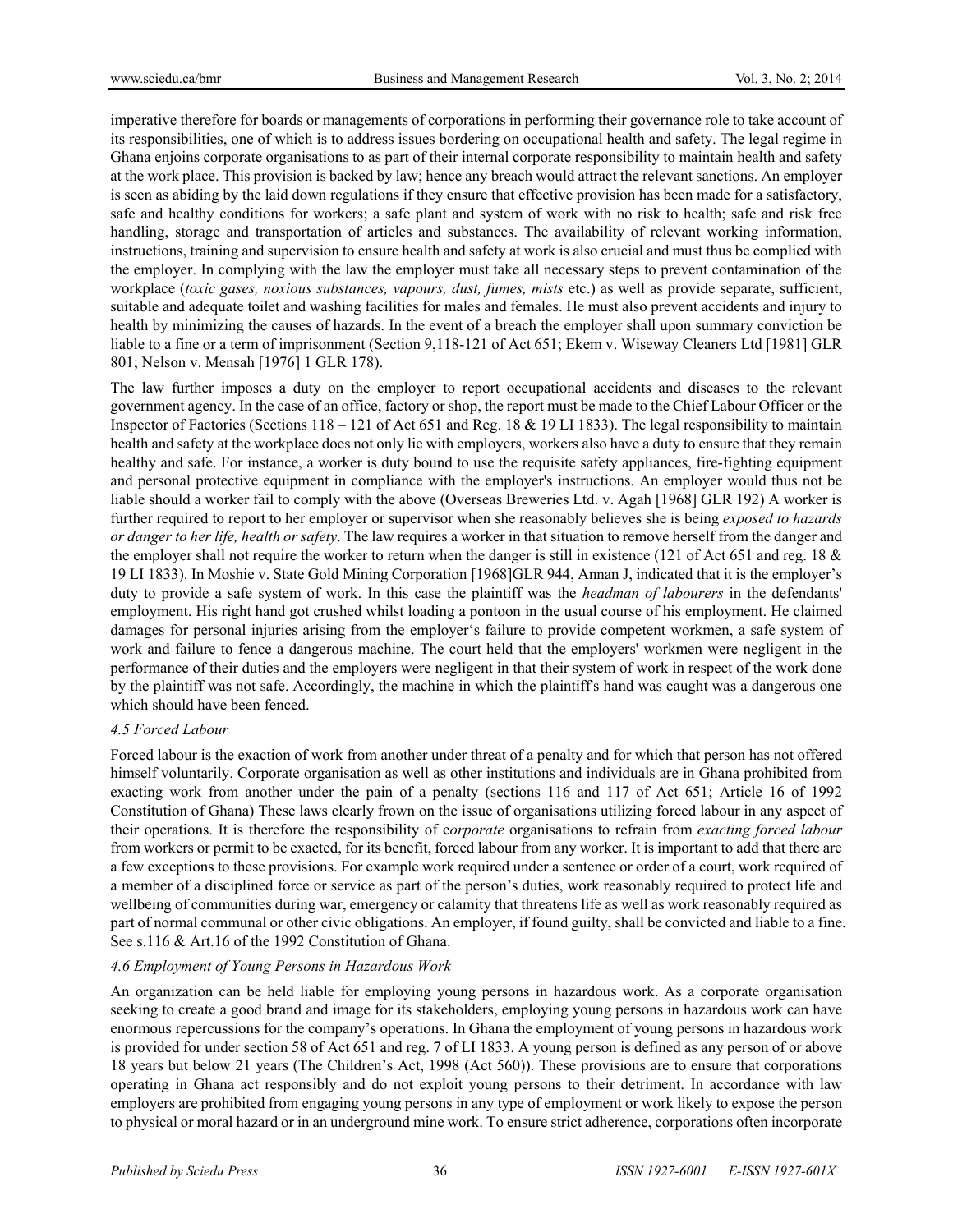imperative therefore for boards or managements of corporations in performing their governance role to take account of its responsibilities, one of which is to address issues bordering on occupational health and safety. The legal regime in Ghana enjoins corporate organisations to as part of their internal corporate responsibility to maintain health and safety at the work place. This provision is backed by law; hence any breach would attract the relevant sanctions. An employer is seen as abiding by the laid down regulations if they ensure that effective provision has been made for a satisfactory, safe and healthy conditions for workers; a safe plant and system of work with no risk to health; safe and risk free handling, storage and transportation of articles and substances. The availability of relevant working information, instructions, training and supervision to ensure health and safety at work is also crucial and must thus be complied with the employer. In complying with the law the employer must take all necessary steps to prevent contamination of the workplace (*toxic gases, noxious substances, vapours, dust, fumes, mists* etc.) as well as provide separate, sufficient, suitable and adequate toilet and washing facilities for males and females. He must also prevent accidents and injury to health by minimizing the causes of hazards. In the event of a breach the employer shall upon summary conviction be liable to a fine or a term of imprisonment (Section 9,118-121 of Act 651; Ekem v. Wiseway Cleaners Ltd [1981] GLR 801; Nelson v. Mensah [1976] 1 GLR 178).

The law further imposes a duty on the employer to report occupational accidents and diseases to the relevant government agency. In the case of an office, factory or shop, the report must be made to the Chief Labour Officer or the Inspector of Factories (Sections 118 – 121 of Act 651 and Reg. 18 & 19 LI 1833). The legal responsibility to maintain health and safety at the workplace does not only lie with employers, workers also have a duty to ensure that they remain healthy and safe. For instance, a worker is duty bound to use the requisite safety appliances, fire-fighting equipment and personal protective equipment in compliance with the employer's instructions. An employer would thus not be liable should a worker fail to comply with the above (Overseas Breweries Ltd. v. Agah [1968] GLR 192) A worker is further required to report to her employer or supervisor when she reasonably believes she is being *exposed to hazards or danger to her life, health or safety*. The law requires a worker in that situation to remove herself from the danger and the employer shall not require the worker to return when the danger is still in existence (121 of Act 651 and reg. 18 & 19 LI 1833). In Moshie v. State Gold Mining Corporation [1968]GLR 944, Annan J, indicated that it is the employer's duty to provide a safe system of work. In this case the plaintiff was the *headman of labourers* in the defendants' employment. His right hand got crushed whilst loading a pontoon in the usual course of his employment. He claimed damages for personal injuries arising from the employer's failure to provide competent workmen, a safe system of work and failure to fence a dangerous machine. The court held that the employers' workmen were negligent in the performance of their duties and the employers were negligent in that their system of work in respect of the work done by the plaintiff was not safe. Accordingly, the machine in which the plaintiff's hand was caught was a dangerous one which should have been fenced.

### *4.5 Forced Labour*

Forced labour is the exaction of work from another under threat of a penalty and for which that person has not offered himself voluntarily. Corporate organisation as well as other institutions and individuals are in Ghana prohibited from exacting work from another under the pain of a penalty (sections 116 and 117 of Act 651; Article 16 of 1992 Constitution of Ghana) These laws clearly frown on the issue of organisations utilizing forced labour in any aspect of their operations. It is therefore the responsibility of c*orporate* organisations to refrain from *exacting forced labour* from workers or permit to be exacted, for its benefit, forced labour from any worker. It is important to add that there are a few exceptions to these provisions. For example work required under a sentence or order of a court, work required of a member of a disciplined force or service as part of the person's duties, work reasonably required to protect life and wellbeing of communities during war, emergency or calamity that threatens life as well as work reasonably required as part of normal communal or other civic obligations. An employer, if found guilty, shall be convicted and liable to a fine. See s.116 & Art.16 of the 1992 Constitution of Ghana.

### *4.6 Employment of Young Persons in Hazardous Work*

An organization can be held liable for employing young persons in hazardous work. As a corporate organisation seeking to create a good brand and image for its stakeholders, employing young persons in hazardous work can have enormous repercussions for the company's operations. In Ghana the employment of young persons in hazardous work is provided for under section 58 of Act 651 and reg. 7 of LI 1833. A young person is defined as any person of or above 18 years but below 21 years (The Children's Act, 1998 (Act 560)). These provisions are to ensure that corporations operating in Ghana act responsibly and do not exploit young persons to their detriment. In accordance with law employers are prohibited from engaging young persons in any type of employment or work likely to expose the person to physical or moral hazard or in an underground mine work. To ensure strict adherence, corporations often incorporate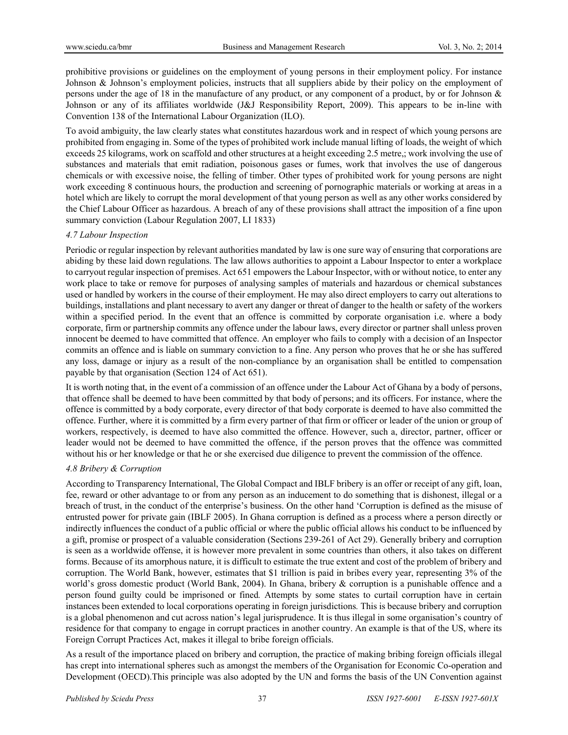prohibitive provisions or guidelines on the employment of young persons in their employment policy. For instance Johnson & Johnson's employment policies, instructs that all suppliers abide by their policy on the employment of persons under the age of 18 in the manufacture of any product, or any component of a product, by or for Johnson & Johnson or any of its affiliates worldwide (J&J Responsibility Report, 2009). This appears to be in-line with Convention 138 of the International Labour Organization (ILO).

To avoid ambiguity, the law clearly states what constitutes hazardous work and in respect of which young persons are prohibited from engaging in. Some of the types of prohibited work include manual lifting of loads, the weight of which exceeds 25 kilograms, work on scaffold and other structures at a height exceeding 2.5 metre,; work involving the use of substances and materials that emit radiation, poisonous gases or fumes, work that involves the use of dangerous chemicals or with excessive noise, the felling of timber. Other types of prohibited work for young persons are night work exceeding 8 continuous hours, the production and screening of pornographic materials or working at areas in a hotel which are likely to corrupt the moral development of that young person as well as any other works considered by the Chief Labour Officer as hazardous. A breach of any of these provisions shall attract the imposition of a fine upon summary conviction (Labour Regulation 2007, LI 1833)

### *4.7 Labour Inspection*

Periodic or regular inspection by relevant authorities mandated by law is one sure way of ensuring that corporations are abiding by these laid down regulations. The law allows authorities to appoint a Labour Inspector to enter a workplace to carryout regular inspection of premises. Act 651 empowers the Labour Inspector, with or without notice, to enter any work place to take or remove for purposes of analysing samples of materials and hazardous or chemical substances used or handled by workers in the course of their employment. He may also direct employers to carry out alterations to buildings, installations and plant necessary to avert any danger or threat of danger to the health or safety of the workers within a specified period. In the event that an offence is committed by corporate organisation i.e. where a body corporate, firm or partnership commits any offence under the labour laws, every director or partner shall unless proven innocent be deemed to have committed that offence. An employer who fails to comply with a decision of an Inspector commits an offence and is liable on summary conviction to a fine. Any person who proves that he or she has suffered any loss, damage or injury as a result of the non-compliance by an organisation shall be entitled to compensation payable by that organisation (Section 124 of Act 651).

It is worth noting that, in the event of a commission of an offence under the Labour Act of Ghana by a body of persons, that offence shall be deemed to have been committed by that body of persons; and its officers. For instance, where the offence is committed by a body corporate, every director of that body corporate is deemed to have also committed the offence. Further, where it is committed by a firm every partner of that firm or officer or leader of the union or group of workers, respectively, is deemed to have also committed the offence. However, such a, director, partner, officer or leader would not be deemed to have committed the offence, if the person proves that the offence was committed without his or her knowledge or that he or she exercised due diligence to prevent the commission of the offence.

### *4.8 Bribery & Corruption*

According to Transparency International, The Global Compact and IBLF bribery is an offer or receipt of any gift, loan, fee, reward or other advantage to or from any person as an inducement to do something that is dishonest, illegal or a breach of trust, in the conduct of the enterprise's business. On the other hand 'Corruption is defined as the misuse of entrusted power for private gain (IBLF 2005). In Ghana corruption is defined as a process where a person directly or indirectly influences the conduct of a public official or where the public official allows his conduct to be influenced by a gift, promise or prospect of a valuable consideration (Sections 239-261 of Act 29). Generally bribery and corruption is seen as a worldwide offense, it is however more prevalent in some countries than others, it also takes on different forms. Because of its amorphous nature, it is difficult to estimate the true extent and cost of the problem of bribery and corruption. The World Bank, however, estimates that $1 trillion is paid in bribes every year, representing 3% of the world's gross domestic product (World Bank, 2004). In Ghana, bribery & corruption is a punishable offence and a person found guilty could be imprisoned or fined*.* Attempts by some states to curtail corruption have in certain instances been extended to local corporations operating in foreign jurisdictions*.* This is because bribery and corruption is a global phenomenon and cut across nation's legal jurisprudence. It is thus illegal in some organisation's country of residence for that company to engage in corrupt practices in another country. An example is that of the US, where its Foreign Corrupt Practices Act, makes it illegal to bribe foreign officials.

As a result of the importance placed on bribery and corruption, the practice of making bribing foreign officials illegal has crept into international spheres such as amongst the members of the Organisation for Economic Co-operation and Development (OECD).This principle was also adopted by the UN and forms the basis of the UN Convention against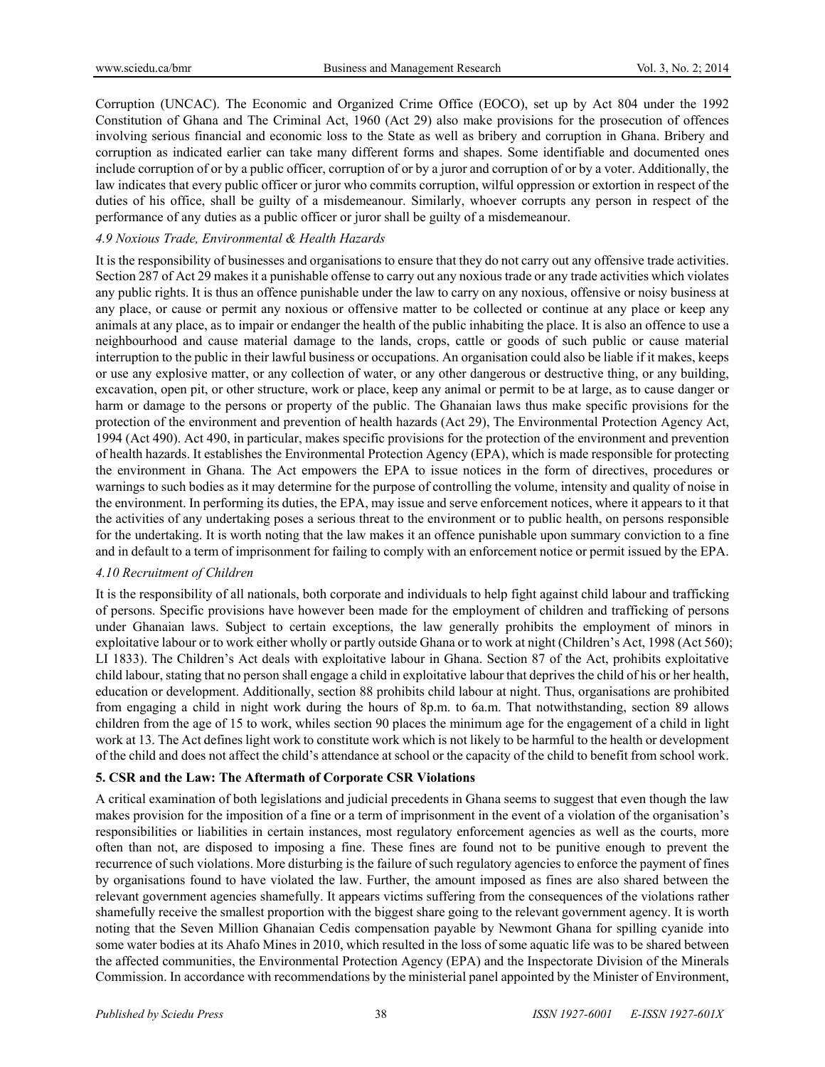Corruption (UNCAC). The Economic and Organized Crime Office (EOCO), set up by Act 804 under the 1992 Constitution of Ghana and The Criminal Act, 1960 (Act 29) also make provisions for the prosecution of offences involving serious financial and economic loss to the State as well as bribery and corruption in Ghana. Bribery and corruption as indicated earlier can take many different forms and shapes. Some identifiable and documented ones include corruption of or by a public officer, corruption of or by a juror and corruption of or by a voter. Additionally, the law indicates that every public officer or juror who commits corruption, wilful oppression or extortion in respect of the duties of his office, shall be guilty of a misdemeanour. Similarly, whoever corrupts any person in respect of the performance of any duties as a public officer or juror shall be guilty of a misdemeanour.

### *4.9 Noxious Trade, Environmental & Health Hazards*

It is the responsibility of businesses and organisations to ensure that they do not carry out any offensive trade activities. Section 287 of Act 29 makes it a punishable offense to carry out any noxious trade or any trade activities which violates any public rights. It is thus an offence punishable under the law to carry on any noxious, offensive or noisy business at any place, or cause or permit any noxious or offensive matter to be collected or continue at any place or keep any animals at any place, as to impair or endanger the health of the public inhabiting the place. It is also an offence to use a neighbourhood and cause material damage to the lands, crops, cattle or goods of such public or cause material interruption to the public in their lawful business or occupations. An organisation could also be liable if it makes, keeps or use any explosive matter, or any collection of water, or any other dangerous or destructive thing, or any building, excavation, open pit, or other structure, work or place, keep any animal or permit to be at large, as to cause danger or harm or damage to the persons or property of the public. The Ghanaian laws thus make specific provisions for the protection of the environment and prevention of health hazards (Act 29), The Environmental Protection Agency Act, 1994 (Act 490). Act 490, in particular, makes specific provisions for the protection of the environment and prevention of health hazards. It establishes the Environmental Protection Agency (EPA), which is made responsible for protecting the environment in Ghana. The Act empowers the EPA to issue notices in the form of directives, procedures or warnings to such bodies as it may determine for the purpose of controlling the volume, intensity and quality of noise in the environment. In performing its duties, the EPA, may issue and serve enforcement notices, where it appears to it that the activities of any undertaking poses a serious threat to the environment or to public health, on persons responsible for the undertaking. It is worth noting that the law makes it an offence punishable upon summary conviction to a fine and in default to a term of imprisonment for failing to comply with an enforcement notice or permit issued by the EPA.

### *4.10 Recruitment of Children*

It is the responsibility of all nationals, both corporate and individuals to help fight against child labour and trafficking of persons. Specific provisions have however been made for the employment of children and trafficking of persons under Ghanaian laws. Subject to certain exceptions, the law generally prohibits the employment of minors in exploitative labour or to work either wholly or partly outside Ghana or to work at night (Children's Act, 1998 (Act 560); LI 1833). The Children's Act deals with exploitative labour in Ghana. Section 87 of the Act, prohibits exploitative child labour, stating that no person shall engage a child in exploitative labour that deprives the child of his or her health, education or development. Additionally, section 88 prohibits child labour at night. Thus, organisations are prohibited from engaging a child in night work during the hours of 8p.m. to 6a.m. That notwithstanding, section 89 allows children from the age of 15 to work, whiles section 90 places the minimum age for the engagement of a child in light work at 13. The Act defines light work to constitute work which is not likely to be harmful to the health or development of the child and does not affect the child's attendance at school or the capacity of the child to benefit from school work.

## 5. CSR and the Law: The Aftermath of Corporate CSR Violations

A critical examination of both legislations and judicial precedents in Ghana seems to suggest that even though the law makes provision for the imposition of a fine or a term of imprisonment in the event of a violation of the organisation's responsibilities or liabilities in certain instances, most regulatory enforcement agencies as well as the courts, more often than not, are disposed to imposing a fine. These fines are found not to be punitive enough to prevent the recurrence of such violations. More disturbing is the failure of such regulatory agencies to enforce the payment of fines by organisations found to have violated the law. Further, the amount imposed as fines are also shared between the relevant government agencies shamefully. It appears victims suffering from the consequences of the violations rather shamefully receive the smallest proportion with the biggest share going to the relevant government agency. It is worth noting that the Seven Million Ghanaian Cedis compensation payable by Newmont Ghana for spilling cyanide into some water bodies at its Ahafo Mines in 2010, which resulted in the loss of some aquatic life was to be shared between the affected communities, the Environmental Protection Agency (EPA) and the Inspectorate Division of the Minerals Commission. In accordance with recommendations by the ministerial panel appointed by the Minister of Environment,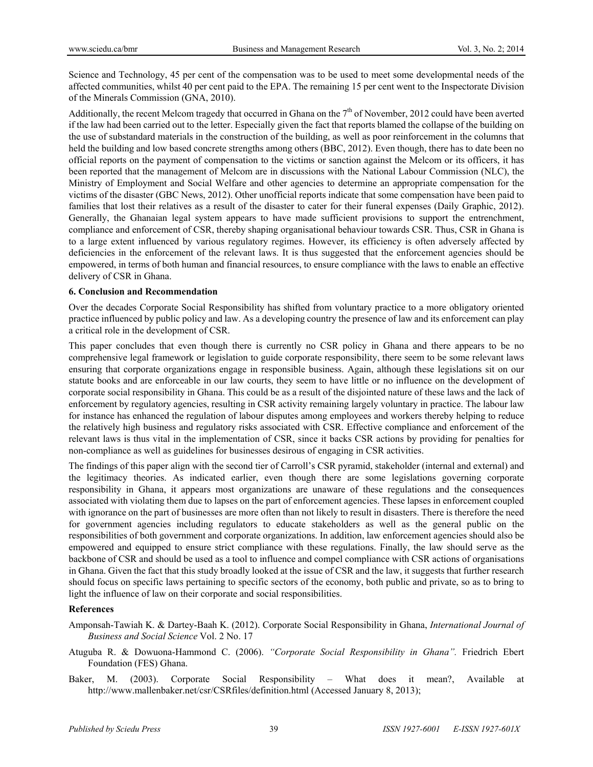Science and Technology, 45 per cent of the compensation was to be used to meet some developmental needs of the affected communities, whilst 40 per cent paid to the EPA. The remaining 15 per cent went to the Inspectorate Division of the Minerals Commission (GNA, 2010).

Additionally, the recent Melcom tragedy that occurred in Ghana on the 7th of November, 2012 could have been averted if the law had been carried out to the letter. Especially given the fact that reports blamed the collapse of the building on the use of substandard materials in the construction of the building, as well as poor reinforcement in the columns that held the building and low based concrete strengths among others (BBC, 2012). Even though, there has to date been no official reports on the payment of compensation to the victims or sanction against the Melcom or its officers, it has been reported that the management of Melcom are in discussions with the National Labour Commission (NLC), the Ministry of Employment and Social Welfare and other agencies to determine an appropriate compensation for the victims of the disaster (GBC News, 2012). Other unofficial reports indicate that some compensation have been paid to families that lost their relatives as a result of the disaster to cater for their funeral expenses (Daily Graphic, 2012). Generally, the Ghanaian legal system appears to have made sufficient provisions to support the entrenchment, compliance and enforcement of CSR, thereby shaping organisational behaviour towards CSR. Thus, CSR in Ghana is to a large extent influenced by various regulatory regimes. However, its efficiency is often adversely affected by deficiencies in the enforcement of the relevant laws. It is thus suggested that the enforcement agencies should be empowered, in terms of both human and financial resources, to ensure compliance with the laws to enable an effective delivery of CSR in Ghana.

## 6. Conclusion and Recommendation

Over the decades Corporate Social Responsibility has shifted from voluntary practice to a more obligatory oriented practice influenced by public policy and law. As a developing country the presence of law and its enforcement can play a critical role in the development of CSR.

This paper concludes that even though there is currently no CSR policy in Ghana and there appears to be no comprehensive legal framework or legislation to guide corporate responsibility, there seem to be some relevant laws ensuring that corporate organizations engage in responsible business. Again, although these legislations sit on our statute books and are enforceable in our law courts, they seem to have little or no influence on the development of corporate social responsibility in Ghana. This could be as a result of the disjointed nature of these laws and the lack of enforcement by regulatory agencies, resulting in CSR activity remaining largely voluntary in practice. The labour law for instance has enhanced the regulation of labour disputes among employees and workers thereby helping to reduce the relatively high business and regulatory risks associated with CSR. Effective compliance and enforcement of the relevant laws is thus vital in the implementation of CSR, since it backs CSR actions by providing for penalties for non-compliance as well as guidelines for businesses desirous of engaging in CSR activities.

The findings of this paper align with the second tier of Carroll's CSR pyramid, stakeholder (internal and external) and the legitimacy theories. As indicated earlier, even though there are some legislations governing corporate responsibility in Ghana, it appears most organizations are unaware of these regulations and the consequences associated with violating them due to lapses on the part of enforcement agencies. These lapses in enforcement coupled with ignorance on the part of businesses are more often than not likely to result in disasters. There is therefore the need for government agencies including regulators to educate stakeholders as well as the general public on the responsibilities of both government and corporate organizations. In addition, law enforcement agencies should also be empowered and equipped to ensure strict compliance with these regulations. Finally, the law should serve as the backbone of CSR and should be used as a tool to influence and compel compliance with CSR actions of organisations in Ghana. Given the fact that this study broadly looked at the issue of CSR and the law, it suggests that further research should focus on specific laws pertaining to specific sectors of the economy, both public and private, so as to bring to light the influence of law on their corporate and social responsibilities.

## References

Amponsah-Tawiah K. & Dartey-Baah K. (2012). Corporate Social Responsibility in Ghana, *International Journal of Business and Social Science* Vol. 2 No. 17

Atuguba R. & Dowuona-Hammond C. (2006). *"Corporate Social Responsibility in Ghana".* Friedrich Ebert Foundation (FES) Ghana.

Baker, M. (2003). Corporate Social Responsibility – What does it mean?, Available at http://www.mallenbaker.net/csr/CSRfiles/definition.html (Accessed January 8, 2013);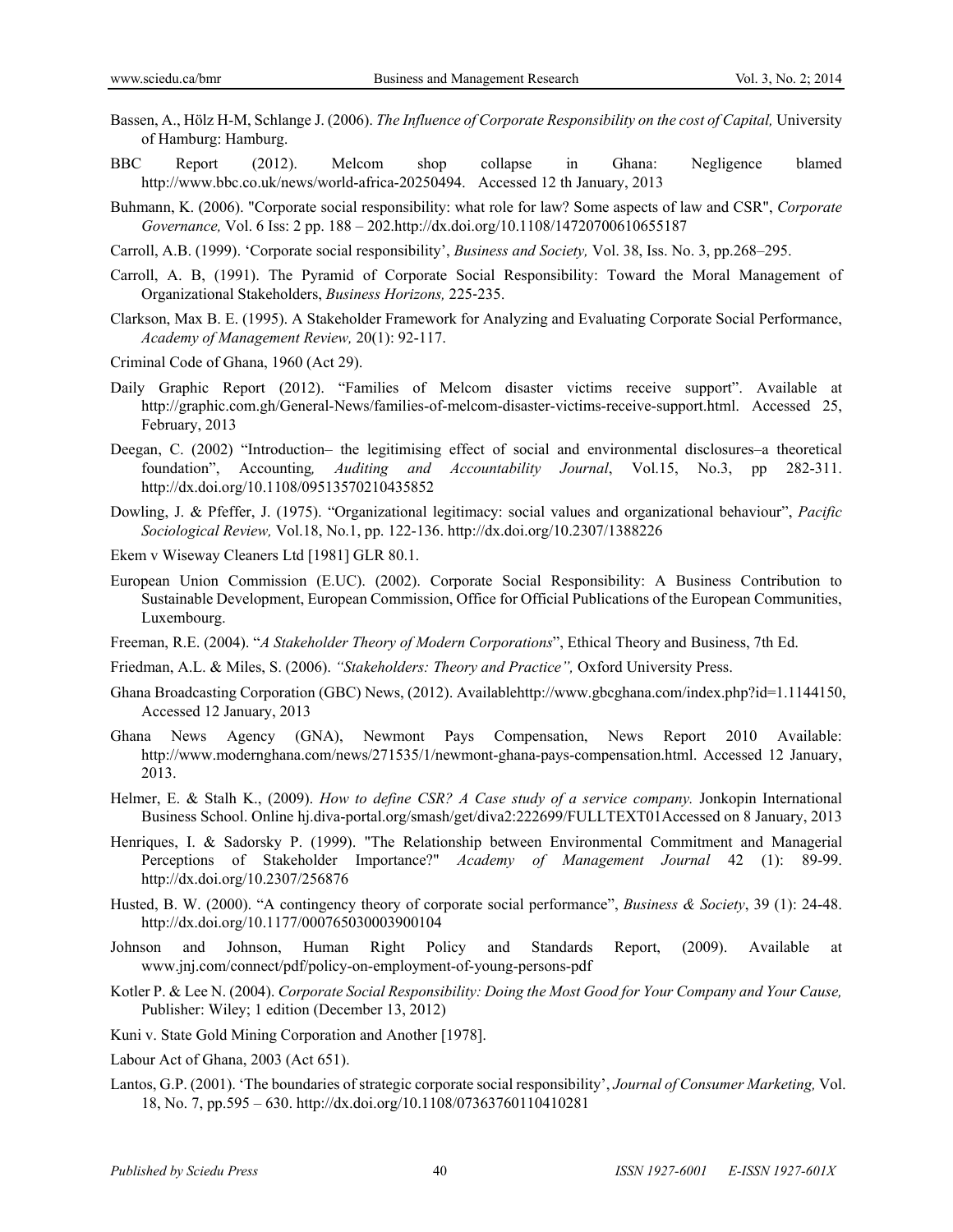Bassen, A., Hölz H-M, Schlange J. (2006). *The Influence of Corporate Responsibility on the cost of Capital,* University of Hamburg: Hamburg.

BBC Report (2012). Melcom shop collapse in Ghana: Negligence blamed http://www.bbc.co.uk/news/world-africa-20250494. Accessed 12 th January, 2013

Buhmann, K. (2006). "Corporate social responsibility: what role for law? Some aspects of law and CSR", *Corporate Governance,* Vol. 6 Iss: 2 pp. 188 – 202.http://dx.doi.org/10.1108/14720700610655187

Carroll, A.B. (1999). 'Corporate social responsibility', *Business and Society,* Vol. 38, Iss. No. 3, pp.268–295.

Carroll, A. B, (1991). The Pyramid of Corporate Social Responsibility: Toward the Moral Management of Organizational Stakeholders, *Business Horizons,* 225-235.

Clarkson, Max B. E. (1995). A Stakeholder Framework for Analyzing and Evaluating Corporate Social Performance, *Academy of Management Review,* 20(1): 92-117.

Criminal Code of Ghana, 1960 (Act 29).

Daily Graphic Report (2012). "Families of Melcom disaster victims receive support". Available at http://graphic.com.gh/General-News/families-of-melcom-disaster-victims-receive-support.html. Accessed 25, February, 2013

Deegan, C. (2002) "Introduction– the legitimising effect of social and environmental disclosures–a theoretical foundation", Accounting*, Auditing and Accountability Journal*, Vol.15, No.3, pp 282-311. http://dx.doi.org/10.1108/09513570210435852

Dowling, J. & Pfeffer, J. (1975). "Organizational legitimacy: social values and organizational behaviour", *Pacific Sociological Review,* Vol.18, No.1, pp. 122-136. http://dx.doi.org/10.2307/1388226

Ekem v Wiseway Cleaners Ltd [1981] GLR 80.1.

European Union Commission (E.UC). (2002). Corporate Social Responsibility: A Business Contribution to Sustainable Development, European Commission, Office for Official Publications of the European Communities, Luxembourg.

Freeman, R.E. (2004). "*A Stakeholder Theory of Modern Corporations*", Ethical Theory and Business, 7th Ed.

Friedman, A.L. & Miles, S. (2006). *"Stakeholders: Theory and Practice",* Oxford University Press.

Ghana Broadcasting Corporation (GBC) News, (2012). Availablehttp://www.gbcghana.com/index.php?id=1.1144150, Accessed 12 January, 2013

Ghana News Agency (GNA), Newmont Pays Compensation, News Report 2010 Available: http://www.modernghana.com/news/271535/1/newmont-ghana-pays-compensation.html. Accessed 12 January, 2013.

Helmer, E. & Stalh K., (2009). *How to define CSR? A Case study of a service company.* Jonkopin International Business School. Online hj.diva-portal.org/smash/get/diva2:222699/FULLTEXT01Accessed on 8 January, 2013

Henriques, I. & Sadorsky P. (1999). "The Relationship between Environmental Commitment and Managerial Perceptions of Stakeholder Importance?" *Academy of Management Journal* 42 (1): 89-99. http://dx.doi.org/10.2307/256876

Husted, B. W. (2000). "A contingency theory of corporate social performance", *Business & Society*, 39 (1): 24-48. http://dx.doi.org/10.1177/000765030003900104

Johnson and Johnson, Human Right Policy and Standards Report, (2009). Available at www.jnj.com/connect/pdf/policy-on-employment-of-young-persons-pdf

Kotler P. & Lee N. (2004). *Corporate Social Responsibility: Doing the Most Good for Your Company and Your Cause,* Publisher: Wiley; 1 edition (December 13, 2012)

Kuni v. State Gold Mining Corporation and Another [1978].

Labour Act of Ghana, 2003 (Act 651).

Lantos, G.P. (2001). 'The boundaries of strategic corporate social responsibility', *Journal of Consumer Marketing,* Vol. 18, No. 7, pp.595 – 630. http://dx.doi.org/10.1108/07363760110410281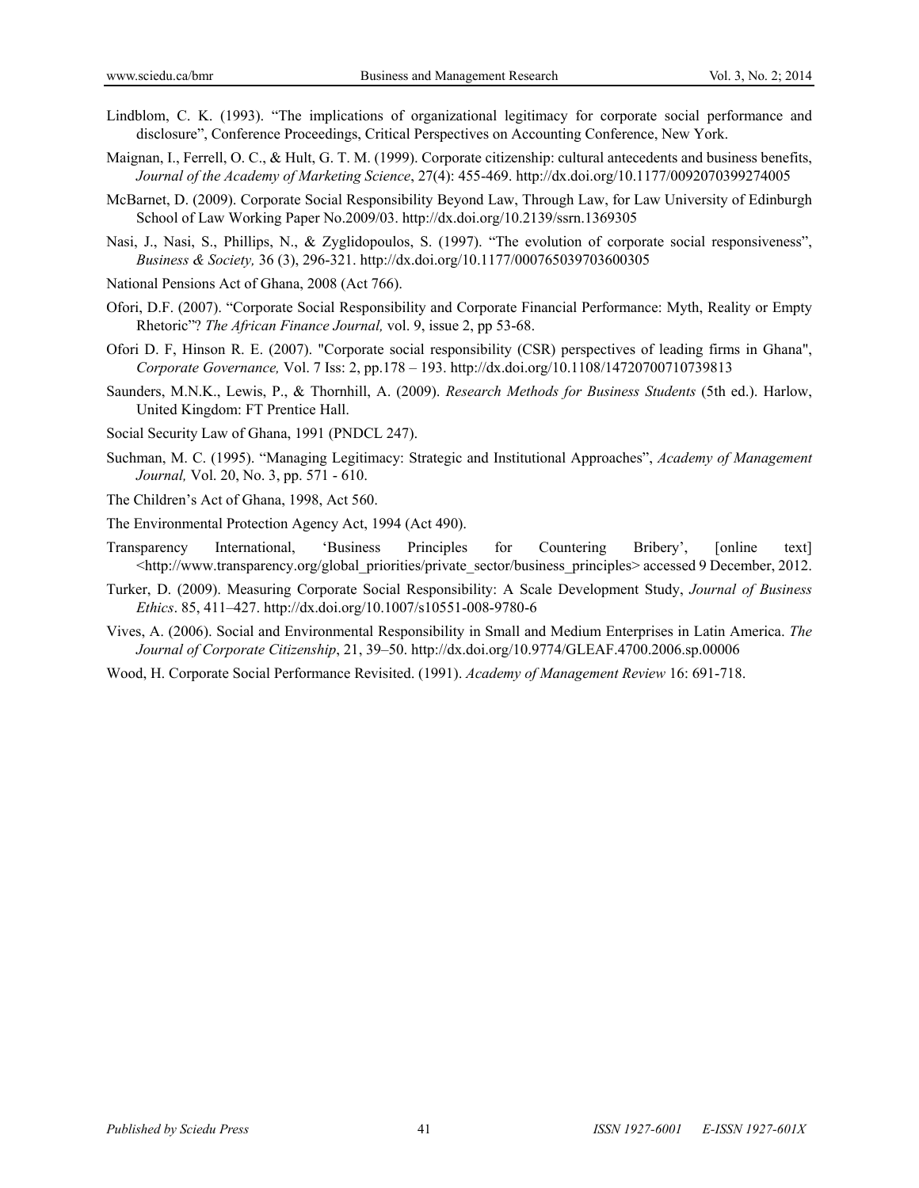Lindblom, C. K. (1993). "The implications of organizational legitimacy for corporate social performance and disclosure", Conference Proceedings, Critical Perspectives on Accounting Conference, New York.

Maignan, I., Ferrell, O. C., & Hult, G. T. M. (1999). Corporate citizenship: cultural antecedents and business benefits, *Journal of the Academy of Marketing Science*, 27(4): 455-469. http://dx.doi.org/10.1177/0092070399274005

McBarnet, D. (2009). Corporate Social Responsibility Beyond Law, Through Law, for Law University of Edinburgh School of Law Working Paper No.2009/03. http://dx.doi.org/10.2139/ssrn.1369305

Nasi, J., Nasi, S., Phillips, N., & Zyglidopoulos, S. (1997). "The evolution of corporate social responsiveness", *Business & Society,* 36 (3), 296-321. http://dx.doi.org/10.1177/000765039703600305

National Pensions Act of Ghana, 2008 (Act 766).

Ofori, D.F. (2007). "Corporate Social Responsibility and Corporate Financial Performance: Myth, Reality or Empty Rhetoric"? *The African Finance Journal,* vol. 9, issue 2, pp 53-68.

Ofori D. F, Hinson R. E. (2007). "Corporate social responsibility (CSR) perspectives of leading firms in Ghana", *Corporate Governance,* Vol. 7 Iss: 2, pp.178 – 193. http://dx.doi.org/10.1108/14720700710739813

Saunders, M.N.K., Lewis, P., & Thornhill, A. (2009). *Research Methods for Business Students* (5th ed.). Harlow, United Kingdom: FT Prentice Hall.

Social Security Law of Ghana, 1991 (PNDCL 247).

Suchman, M. C. (1995). "Managing Legitimacy: Strategic and Institutional Approaches", *Academy of Management Journal,* Vol. 20, No. 3, pp. 571 - 610.

The Children's Act of Ghana, 1998, Act 560.

The Environmental Protection Agency Act, 1994 (Act 490).

Transparency International, 'Business Principles for Countering Bribery', [online text] <http://www.transparency.org/global_priorities/private_sector/business_principles> accessed 9 December, 2012.

Turker, D. (2009). Measuring Corporate Social Responsibility: A Scale Development Study, *Journal of Business Ethics*. 85, 411–427. http://dx.doi.org/10.1007/s10551-008-9780-6

Vives, A. (2006). Social and Environmental Responsibility in Small and Medium Enterprises in Latin America. *The Journal of Corporate Citizenship*, 21, 39–50. http://dx.doi.org/10.9774/GLEAF.4700.2006.sp.00006

Wood, H. Corporate Social Performance Revisited. (1991). *Academy of Management Review* 16: 691-718.